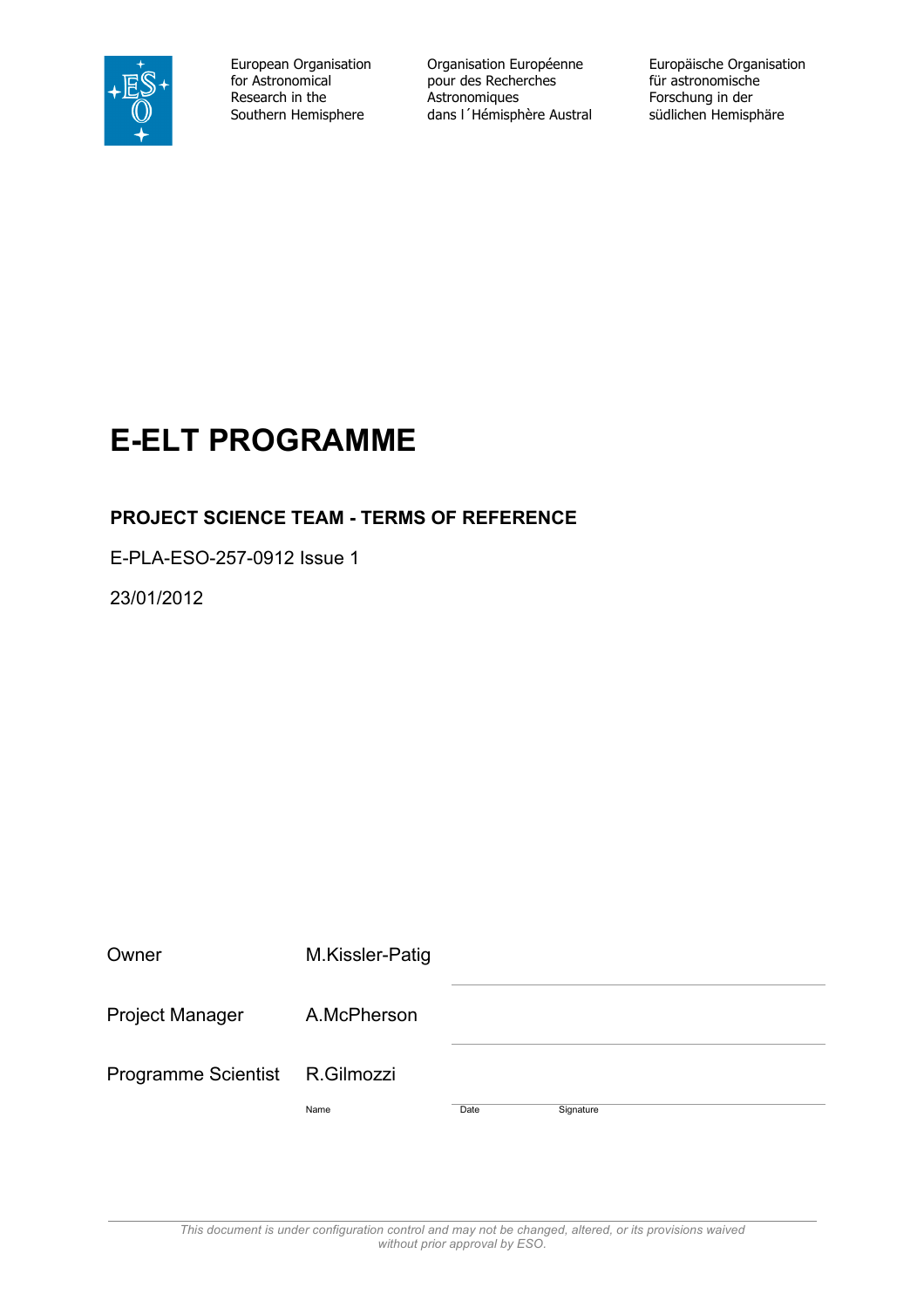European Organisation for Astronomical Research in the Southern Hemisphere

Organisation Européenne pour des Recherches Astronomiques dans l´Hémisphère Austral

Europäische Organisation für astronomische Forschung in der südlichen Hemisphäre

# E-ELT PROGRAMME

## PROJECT SCIENCE TEAM - TERMS OF REFERENCE

E-PLA-ESO-257-0912 Issue 1

23/01/2012

| | Name | Date | Signature |
|---|---|---|---|
| Owner | M.Kissler-Patig | | |
| Project Manager | A.McPherson | | |
| Programme Scientist | R.Gilmozzi | | |

*This document is under configuration control and may not be changed, altered, or its provisions waived without prior approval by ESO.*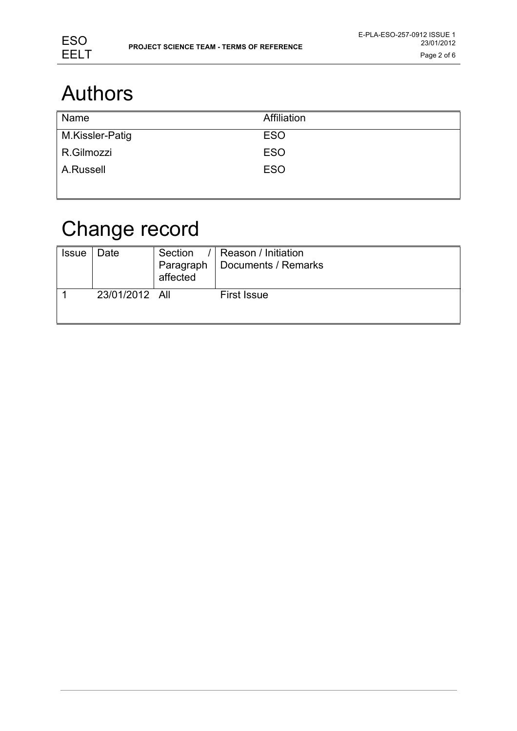# Authors

| Name | Affiliation |
|---|---|
| M.Kissler-Patig | ESO |
| R.Gilmozzi | ESO |
| A.Russell | ESO |

# Change record

| Issue | Date | Section / Paragraph affected | Reason / Initiation Documents / Remarks |
|---|---|---|---|
| 1 | 23/01/2012 | All | First Issue |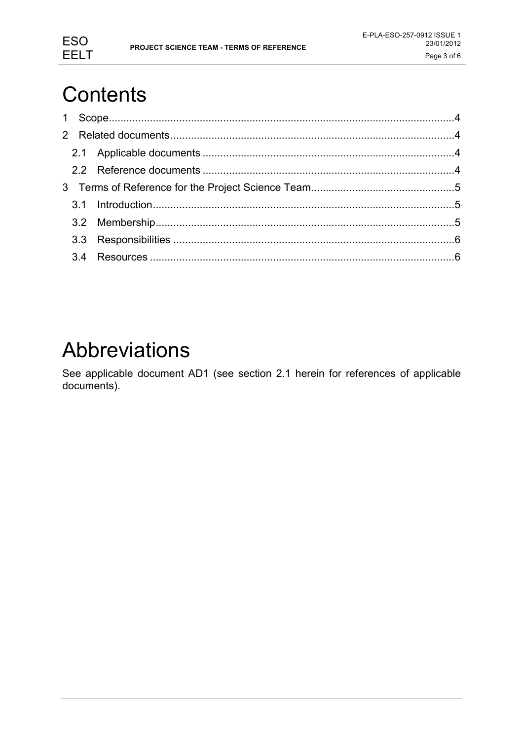# Contents

1 Scope.....................................................................................................................4

2 Related documents.................................................................................................4

  2.1 Applicable documents ......................................................................................4

  2.2 Reference documents ......................................................................................4

3 Terms of Reference for the Project Science Team.................................................5

  3.1 Introduction.......................................................................................................5

  3.2 Membership.......................................................................................................5

  3.3 Responsibilities ................................................................................................6

  3.4 Resources .........................................................................................................6

# Abbreviations

See applicable document AD1 (see section 2.1 herein for references of applicable documents).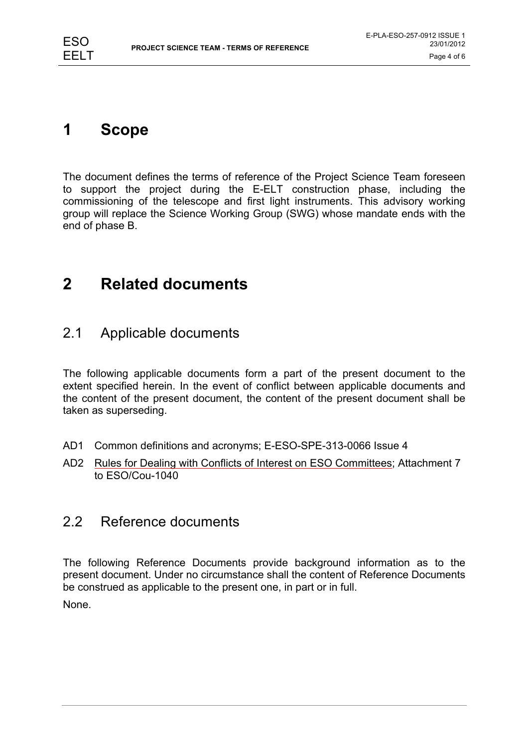# 1 Scope

The document defines the terms of reference of the Project Science Team foreseen to support the project during the E-ELT construction phase, including the commissioning of the telescope and first light instruments. This advisory working group will replace the Science Working Group (SWG) whose mandate ends with the end of phase B.

# 2 Related documents

## 2.1 Applicable documents

The following applicable documents form a part of the present document to the extent specified herein. In the event of conflict between applicable documents and the content of the present document, the content of the present document shall be taken as superseding.

- AD1 Common definitions and acronyms; E-ESO-SPE-313-0066 Issue 4
- AD2 Rules for Dealing with Conflicts of Interest on ESO Committees; Attachment 7 to ESO/Cou-1040

## 2.2 Reference documents

The following Reference Documents provide background information as to the present document. Under no circumstance shall the content of Reference Documents be construed as applicable to the present one, in part or in full.

None.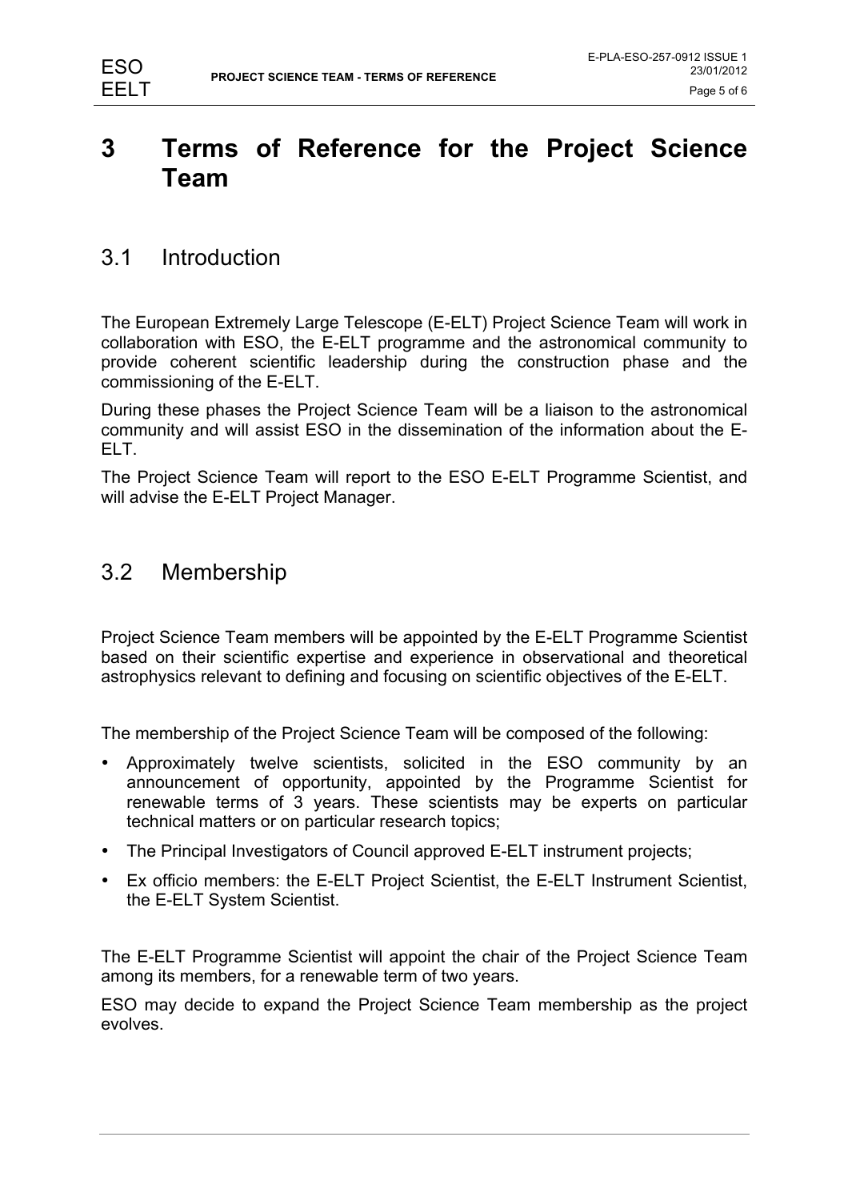# 3 Terms of Reference for the Project Science Team

## 3.1 Introduction

The European Extremely Large Telescope (E-ELT) Project Science Team will work in collaboration with ESO, the E-ELT programme and the astronomical community to provide coherent scientific leadership during the construction phase and the commissioning of the E-ELT.

During these phases the Project Science Team will be a liaison to the astronomical community and will assist ESO in the dissemination of the information about the E-ELT.

The Project Science Team will report to the ESO E-ELT Programme Scientist, and will advise the E-ELT Project Manager.

## 3.2 Membership

Project Science Team members will be appointed by the E-ELT Programme Scientist based on their scientific expertise and experience in observational and theoretical astrophysics relevant to defining and focusing on scientific objectives of the E-ELT.

The membership of the Project Science Team will be composed of the following:

- Approximately twelve scientists, solicited in the ESO community by an announcement of opportunity, appointed by the Programme Scientist for renewable terms of 3 years. These scientists may be experts on particular technical matters or on particular research topics;
- The Principal Investigators of Council approved E-ELT instrument projects;
- Ex officio members: the E-ELT Project Scientist, the E-ELT Instrument Scientist, the E-ELT System Scientist.

The E-ELT Programme Scientist will appoint the chair of the Project Science Team among its members, for a renewable term of two years.

ESO may decide to expand the Project Science Team membership as the project evolves.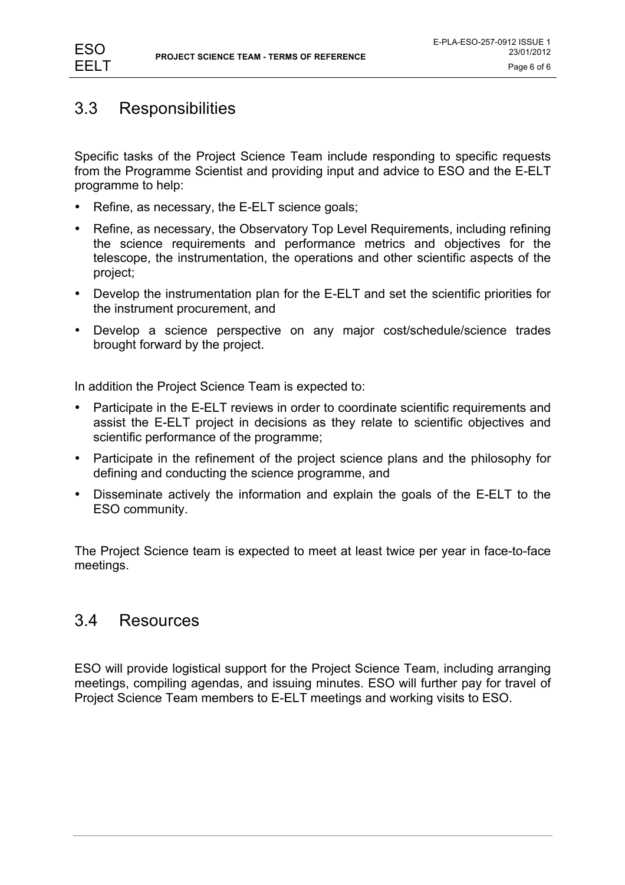## 3.3 Responsibilities

Specific tasks of the Project Science Team include responding to specific requests from the Programme Scientist and providing input and advice to ESO and the E-ELT programme to help:

- Refine, as necessary, the E-ELT science goals;
- Refine, as necessary, the Observatory Top Level Requirements, including refining the science requirements and performance metrics and objectives for the telescope, the instrumentation, the operations and other scientific aspects of the project;
- Develop the instrumentation plan for the E-ELT and set the scientific priorities for the instrument procurement, and
- Develop a science perspective on any major cost/schedule/science trades brought forward by the project.

In addition the Project Science Team is expected to:

- Participate in the E-ELT reviews in order to coordinate scientific requirements and assist the E-ELT project in decisions as they relate to scientific objectives and scientific performance of the programme;
- Participate in the refinement of the project science plans and the philosophy for defining and conducting the science programme, and
- Disseminate actively the information and explain the goals of the E-ELT to the ESO community.

The Project Science team is expected to meet at least twice per year in face-to-face meetings.

## 3.4 Resources

ESO will provide logistical support for the Project Science Team, including arranging meetings, compiling agendas, and issuing minutes. ESO will further pay for travel of Project Science Team members to E-ELT meetings and working visits to ESO.